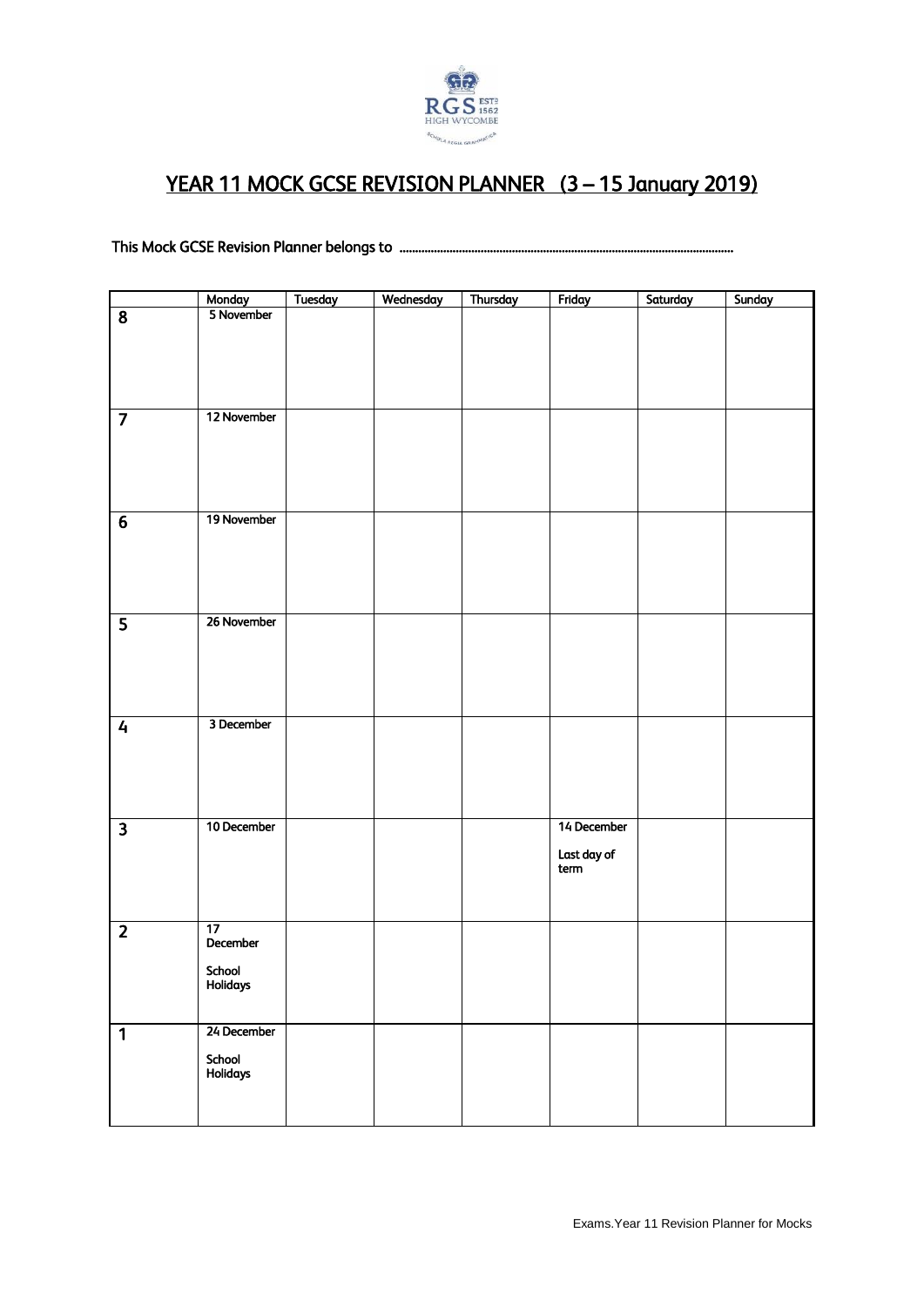# YEAR 11 MOCK GCSE REVISION PLANNER (3 – 15 January 2019)

This Mock GCSE Revision Planner belongs to ..........................................................................................................

| | Monday | Tuesday | Wednesday | Thursday | Friday | Saturday | Sunday |
|---|---|---|---|---|---|---|---|
| 8 | 5 November | | | | | | |
| 7 | 12 November | | | | | | |
| 6 | 19 November | | | | | | |
| 5 | 26 November | | | | | | |
| 4 | 3 December | | | | | | |
| 3 | 10 December | | | | 14 December<br><br>Last day of term | | |
| 2 | 17 December<br><br>School Holidays | | | | | | |
| 1 | 24 December<br><br>School Holidays | | | | | | |

Exams.Year 11 Revision Planner for Mocks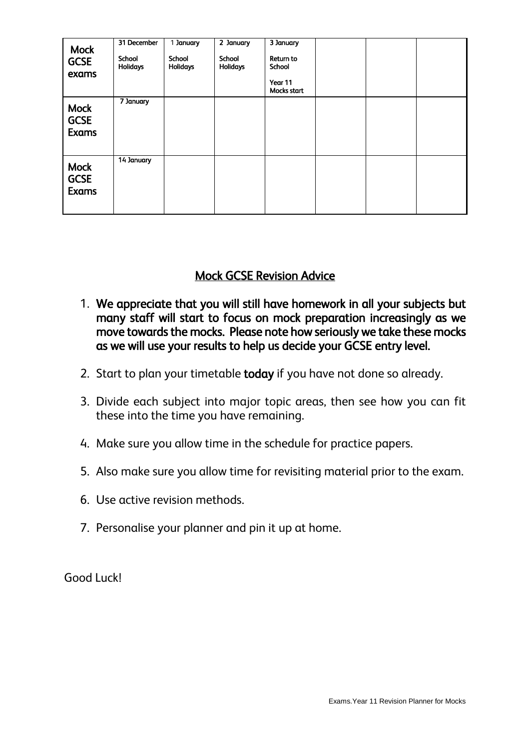| | | | | | | | |
|---|---|---|---|---|---|---|---|
| **Mock GCSE exams** | **31 December**<br><br>**School Holidays** | **1 January**<br><br>**School Holidays** | **2 January**<br><br>**School Holidays** | **3 January**<br><br>**Return to School**<br><br>**Year 11 Mocks start** | | | |
| **Mock GCSE Exams** | **7 January** | | | | | | |
| **Mock GCSE Exams** | **14 January** | | | | | | |

## Mock GCSE Revision Advice

1. **We appreciate that you will still have homework in all your subjects but many staff will start to focus on mock preparation increasingly as we move towards the mocks. Please note how seriously we take these mocks as we will use your results to help us decide your GCSE entry level.**
2. Start to plan your timetable **today** if you have not done so already.
3. Divide each subject into major topic areas, then see how you can fit these into the time you have remaining.
4. Make sure you allow time in the schedule for practice papers.
5. Also make sure you allow time for revisiting material prior to the exam.
6. Use active revision methods.
7. Personalise your planner and pin it up at home.

Good Luck!